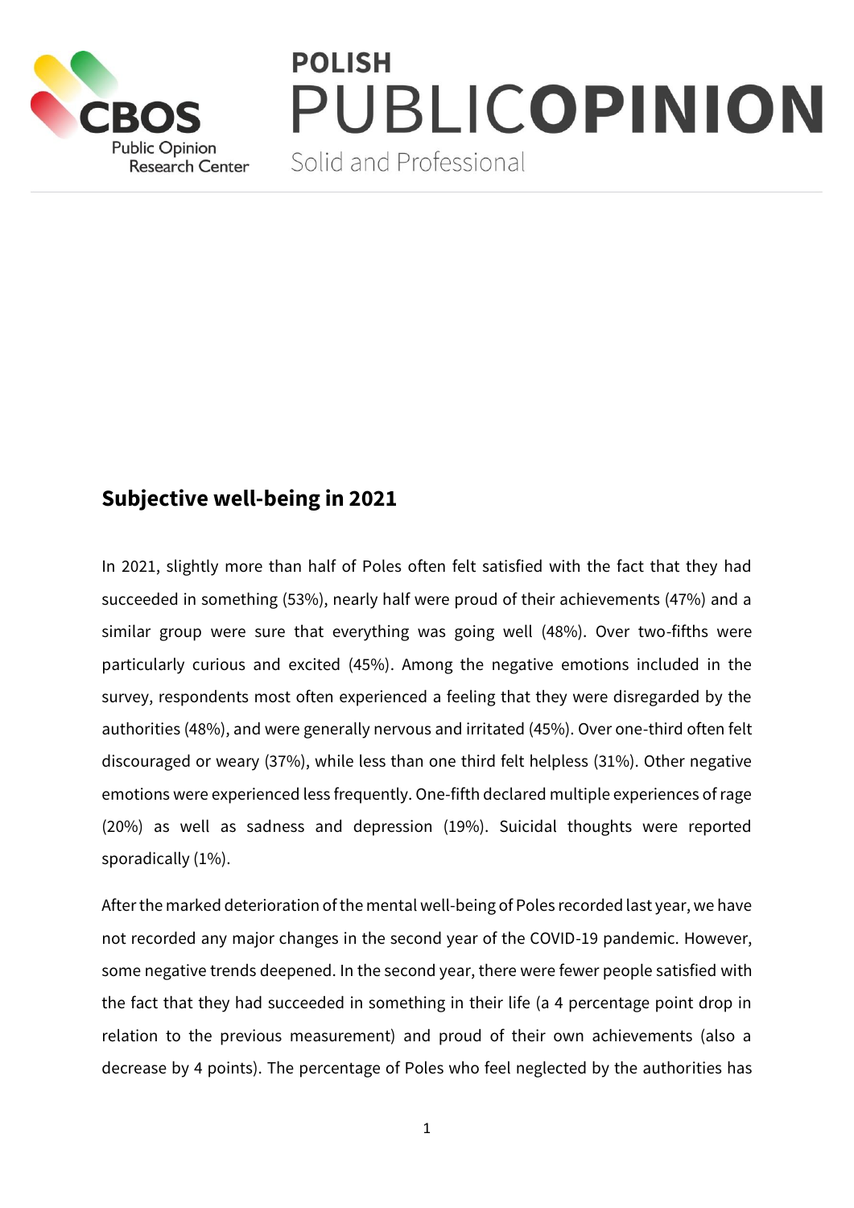POLISH PUBLIC**OPINION**

Solid and Professional

## Subjective well-being in 2021

In 2021, slightly more than half of Poles often felt satisfied with the fact that they had succeeded in something (53%), nearly half were proud of their achievements (47%) and a similar group were sure that everything was going well (48%). Over two-fifths were particularly curious and excited (45%). Among the negative emotions included in the survey, respondents most often experienced a feeling that they were disregarded by the authorities (48%), and were generally nervous and irritated (45%). Over one-third often felt discouraged or weary (37%), while less than one third felt helpless (31%). Other negative emotions were experienced less frequently. One-fifth declared multiple experiences of rage (20%) as well as sadness and depression (19%). Suicidal thoughts were reported sporadically (1%).

After the marked deterioration of the mental well-being of Poles recorded last year, we have not recorded any major changes in the second year of the COVID-19 pandemic. However, some negative trends deepened. In the second year, there were fewer people satisfied with the fact that they had succeeded in something in their life (a 4 percentage point drop in relation to the previous measurement) and proud of their own achievements (also a decrease by 4 points). The percentage of Poles who feel neglected by the authorities has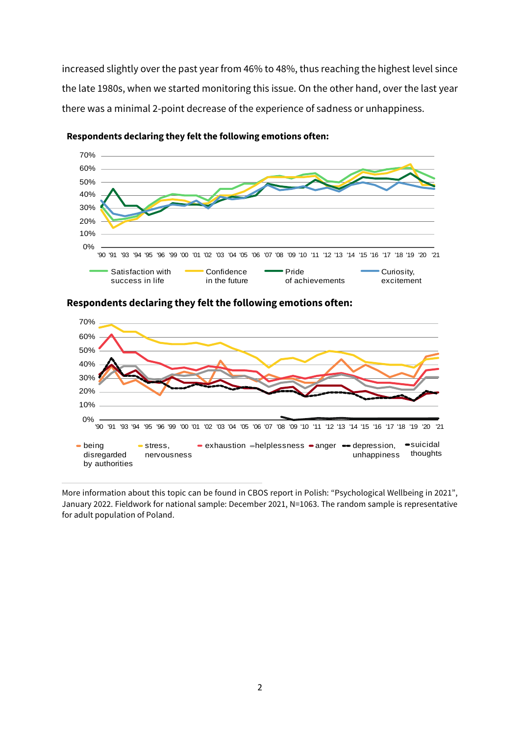increased slightly over the past year from 46% to 48%, thus reaching the highest level since the late 1980s, when we started monitoring this issue. On the other hand, over the last year there was a minimal 2-point decrease of the experience of sadness or unhappiness.

**Respondents declaring they felt the following emotions often:**

70%
60%
50%
40%
30%
20%
10%
0%

'90 '91 '93 '94 '95 '96 '99 '00 '01 '02 '03 '04 '05 '06 '07 '08 '09 '10 '11 '12 '13 '14 '15 '16 '17 '18 '19 '20 '21

Satisfaction with success in life
Confidence in the future
Pride of achievements
Curiosity, excitement

**Respondents declaring they felt the following emotions often:**

70%
60%
50%
40%
30%
20%
10%
0%

'90 '91 '93 '94 '95 '96 '99 '00 '01 '02 '03 '04 '05 '06 '07 '08 '09 '10 '11 '12 '13 '14 '15 '16 '17 '18 '19 '20 '21

being disregarded by authorities
stress, nervousness
exhaustion
helplessness
anger
depression, unhappiness
suicidal thoughts

---

More information about this topic can be found in CBOS report in Polish: "Psychological Wellbeing in 2021", January 2022. Fieldwork for national sample: December 2021, N=1063. The random sample is representative for adult population of Poland.